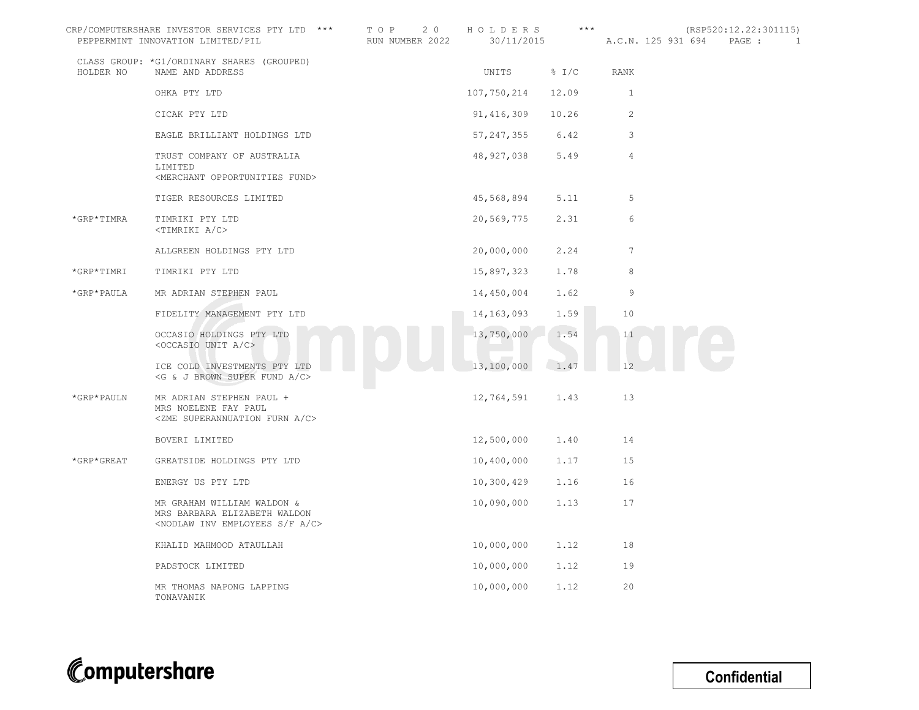CRP/COMPUTERSHARE INVESTOR SERVICES PTY LTD *** T O P 2 0 H O L D E R S *** (RSP520:12.22:301115)
PEPPERMINT INNOVATION LIMITED/PIL RUN NUMBER 2022 30/11/2015 A.C.N. 125 931 694

CLASS GROUP: *G1/ORDINARY SHARES (GROUPED)

| HOLDER NO | NAME AND ADDRESS | UNITS | % I/C | RANK |
|---|---|---|---|---|
| | OHKA PTY LTD | 107,750,214 | 12.09 | 1 |
| | CICAK PTY LTD | 91,416,309 | 10.26 | 2 |
| | EAGLE BRILLIANT HOLDINGS LTD | 57,247,355 | 6.42 | 3 |
| | TRUST COMPANY OF AUSTRALIA LIMITED <MERCHANT OPPORTUNITIES FUND> | 48,927,038 | 5.49 | 4 |
| | TIGER RESOURCES LIMITED | 45,568,894 | 5.11 | 5 |
| *GRP*TIMRA | TIMRIKI PTY LTD <TIMRIKI A/C> | 20,569,775 | 2.31 | 6 |
| | ALLGREEN HOLDINGS PTY LTD | 20,000,000 | 2.24 | 7 |
| *GRP*TIMRI | TIMRIKI PTY LTD | 15,897,323 | 1.78 | 8 |
| *GRP*PAULA | MR ADRIAN STEPHEN PAUL | 14,450,004 | 1.62 | 9 |
| | FIDELITY MANAGEMENT PTY LTD | 14,163,093 | 1.59 | 10 |
| | OCCASIO HOLDINGS PTY LTD <OCCASIO UNIT A/C> | 13,750,000 | 1.54 | 11 |
| | ICE COLD INVESTMENTS PTY LTD <G & J BROWN SUPER FUND A/C> | 13,100,000 | 1.47 | 12 |
| *GRP*PAULN | MR ADRIAN STEPHEN PAUL + MRS NOELENE FAY PAUL <ZME SUPERANNUATION FURN A/C> | 12,764,591 | 1.43 | 13 |
| | BOVERI LIMITED | 12,500,000 | 1.40 | 14 |
| *GRP*GREAT | GREATSIDE HOLDINGS PTY LTD | 10,400,000 | 1.17 | 15 |
| | ENERGY US PTY LTD | 10,300,429 | 1.16 | 16 |
| | MR GRAHAM WILLIAM WALDON & MRS BARBARA ELIZABETH WALDON <NODLAW INV EMPLOYEES S/F A/C> | 10,090,000 | 1.13 | 17 |
| | KHALID MAHMOOD ATAULLAH | 10,000,000 | 1.12 | 18 |
| | PADSTOCK LIMITED | 10,000,000 | 1.12 | 19 |
| | MR THOMAS NAPONG LAPPING TONAVANIK | 10,000,000 | 1.12 | 20 |

Computershare

Confidential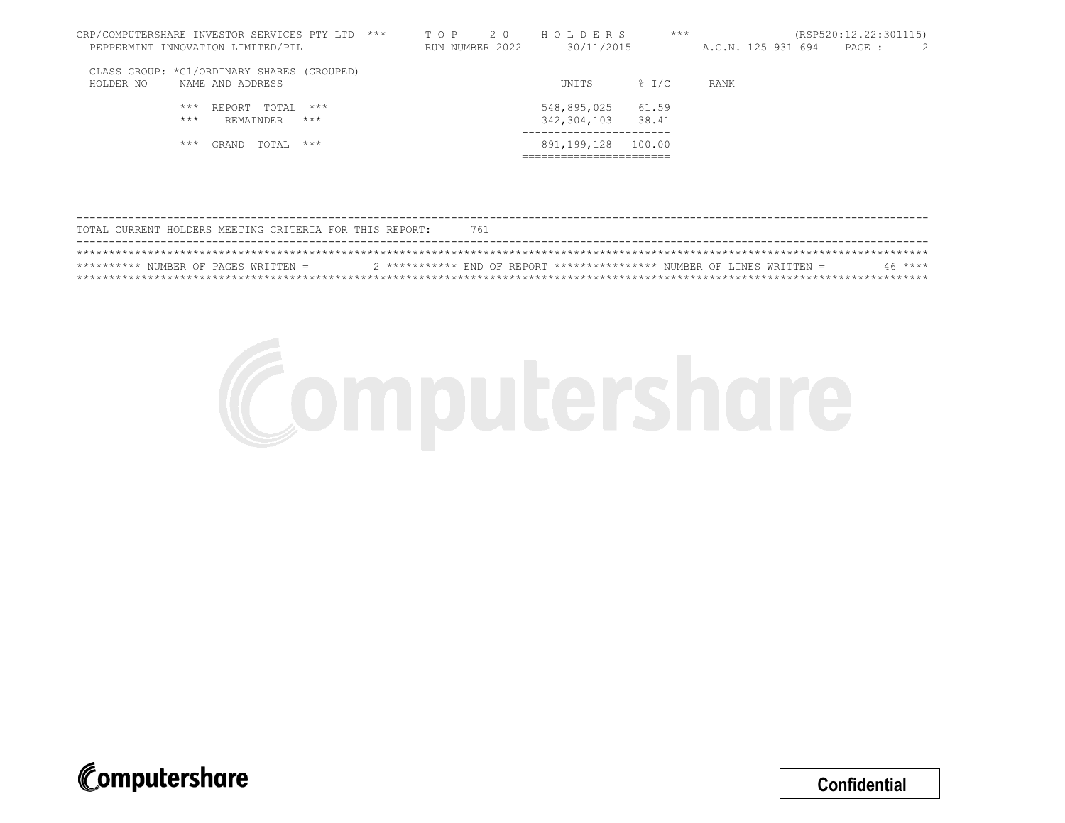CRP/COMPUTERSHARE INVESTOR SERVICES PTY LTD *** T O P 2 0 H O L D E R S *** (RSP520:12.22:301115)
PEPPERMINT INNOVATION LIMITED/PIL RUN NUMBER 2022 30/11/2015 A.C.N. 125 931 694

CLASS GROUP: *G1/ORDINARY SHARES (GROUPED)

| HOLDER NO | NAME AND ADDRESS | UNITS | % I/C | RANK |
|---|---|---|---|---|
| | *** REPORT TOTAL *** | 548,895,025 | 61.59 | |
| | *** REMAINDER *** | 342,304,103 | 38.41 | |
| | *** GRAND TOTAL *** | 891,199,128 | 100.00 | |

TOTAL CURRENT HOLDERS MEETING CRITERIA FOR THIS REPORT: 761

********** NUMBER OF PAGES WRITTEN = 2 *********** END OF REPORT **************** NUMBER OF LINES WRITTEN = 46 ****

Confidential